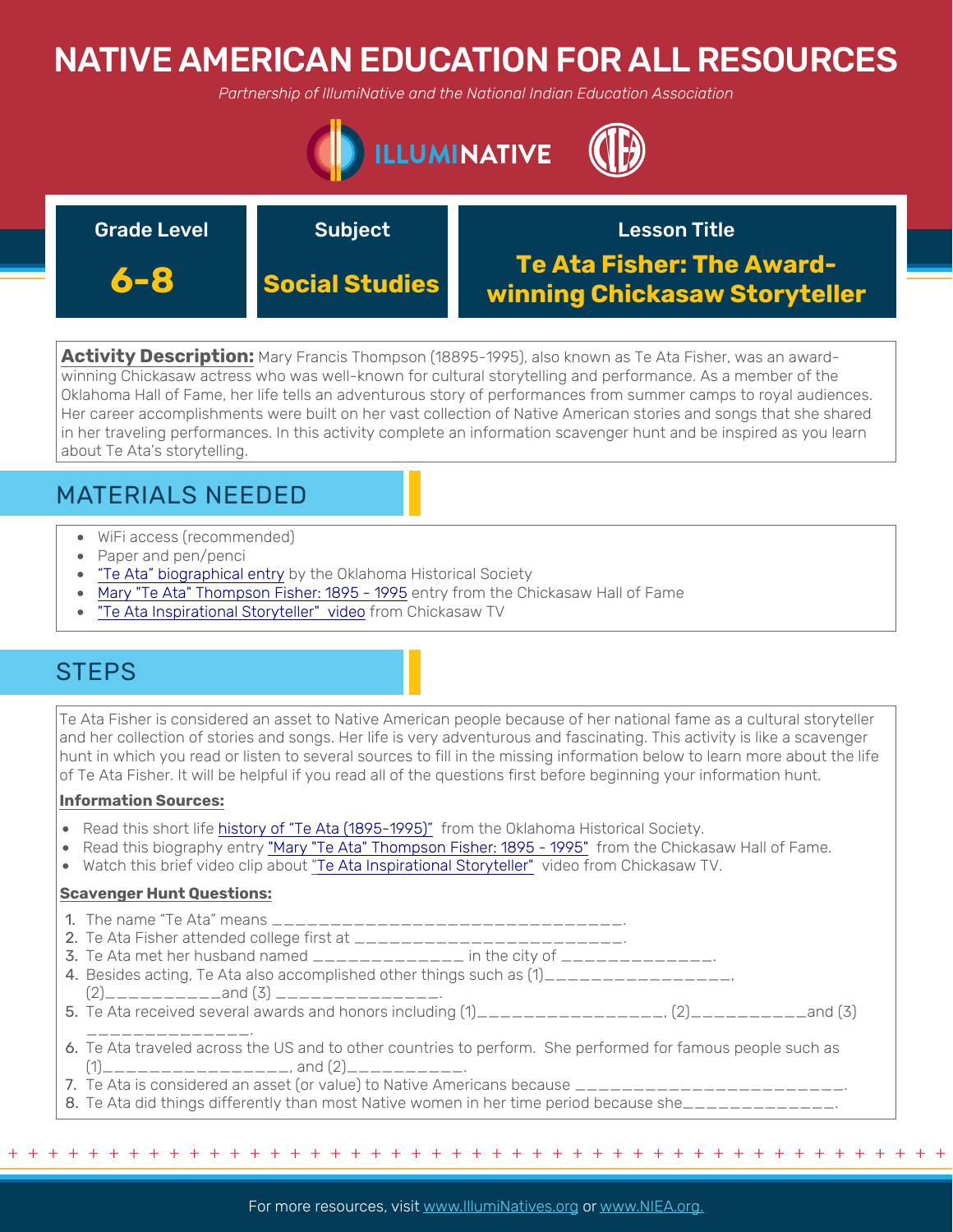# NATIVE AMERICAN EDUCATION FOR ALL RESOURCES

*Partnership of IllumiNative and the National Indian Education Association*

| Grade Level | Subject | Lesson Title |
|---|---|---|
| **6-8** | **Social Studies** | **Te Ata Fisher: The Award-winning Chickasaw Storyteller** |

**Activity Description:** Mary Francis Thompson (18895-1995), also known as Te Ata Fisher, was an award-winning Chickasaw actress who was well-known for cultural storytelling and performance. As a member of the Oklahoma Hall of Fame, her life tells an adventurous story of performances from summer camps to royal audiences. Her career accomplishments were built on her vast collection of Native American stories and songs that she shared in her traveling performances. In this activity complete an information scavenger hunt and be inspired as you learn about Te Ata's storytelling.

## MATERIALS NEEDED

- WiFi access (recommended)
- Paper and pen/penci
- "Te Ata" biographical entry by the Oklahoma Historical Society
- Mary "Te Ata" Thompson Fisher: 1895 - 1995 entry from the Chickasaw Hall of Fame
- "Te Ata Inspirational Storyteller" video from Chickasaw TV

## STEPS

Te Ata Fisher is considered an asset to Native American people because of her national fame as a cultural storyteller and her collection of stories and songs. Her life is very adventurous and fascinating. This activity is like a scavenger hunt in which you read or listen to several sources to fill in the missing information below to learn more about the life of Te Ata Fisher. It will be helpful if you read all of the questions first before beginning your information hunt.

**Information Sources:**

- Read this short life history of "Te Ata (1895-1995)" from the Oklahoma Historical Society.
- Read this biography entry "Mary "Te Ata" Thompson Fisher: 1895 - 1995" from the Chickasaw Hall of Fame.
- Watch this brief video clip about "Te Ata Inspirational Storyteller" video from Chickasaw TV.

**Scavenger Hunt Questions:**

1. The name "Te Ata" means ________________________________.
2. Te Ata Fisher attended college first at ________________________.
3. Te Ata met her husband named _____________ in the city of _____________.
4. Besides acting, Te Ata also accomplished other things such as (1)________________, (2)__________and (3) ______________.
5. Te Ata received several awards and honors including (1)________________, (2)__________and (3) ______________.
6. Te Ata traveled across the US and to other countries to perform. She performed for famous people such as (1)________________, and (2)__________.
7. Te Ata is considered an asset (or value) to Native Americans because _________________________.
8. Te Ata did things differently than most Native women in her time period because she_____________.

For more resources, visit www.IllumiNatives.org or www.NIEA.org.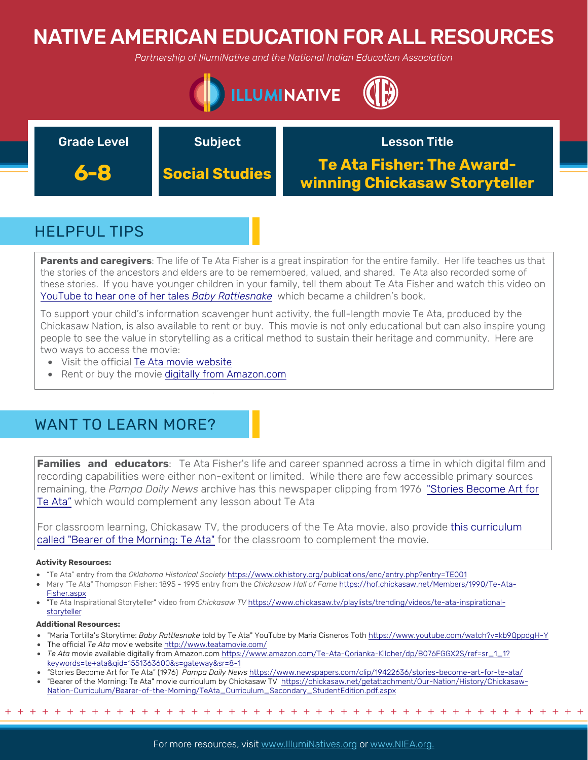# NATIVE AMERICAN EDUCATION FOR ALL RESOURCES

*Partnership of IllumiNative and the National Indian Education Association*

| Grade Level | Subject | Lesson Title |
|---|---|---|
| **6-8** | **Social Studies** | **Te Ata Fisher: The Award-winning Chickasaw Storyteller** |

## HELPFUL TIPS

**Parents and caregivers**: The life of Te Ata Fisher is a great inspiration for the entire family. Her life teaches us that the stories of the ancestors and elders are to be remembered, valued, and shared. Te Ata also recorded some of these stories. If you have younger children in your family, tell them about Te Ata Fisher and watch this video on YouTube to hear one of her tales *Baby Rattlesnake* which became a children's book.

To support your child's information scavenger hunt activity, the full-length movie Te Ata, produced by the Chickasaw Nation, is also available to rent or buy. This movie is not only educational but can also inspire young people to see the value in storytelling as a critical method to sustain their heritage and community. Here are two ways to access the movie:

- Visit the official Te Ata movie website
- Rent or buy the movie digitally from Amazon.com

## WANT TO LEARN MORE?

**Families and educators**: Te Ata Fisher's life and career spanned across a time in which digital film and recording capabilities were either non-exitent or limited. While there are few accessible primary sources remaining, the *Pampa Daily News* archive has this newspaper clipping from 1976 "Stories Become Art for Te Ata" which would complement any lesson about Te Ata

For classroom learning, Chickasaw TV, the producers of the Te Ata movie, also provide this curriculum called "Bearer of the Morning: Te Ata" for the classroom to complement the movie.

**Activity Resources:**

- "Te Ata" entry from the *Oklahoma Historical Society* https://www.okhistory.org/publications/enc/entry.php?entry=TE001
- Mary "Te Ata" Thompson Fisher: 1895 - 1995 entry from the *Chickasaw Hall of Fame* https://hof.chickasaw.net/Members/1990/Te-Ata-Fisher.aspx
- "Te Ata Inspirational Storyteller" video from *Chickasaw TV* https://www.chickasaw.tv/playlists/trending/videos/te-ata-inspirational-storyteller

**Additional Resources:**

- "Maria Tortilla's Storytime: *Baby Rattlesnake* told by Te Ata" YouTube by Maria Cisneros Toth https://www.youtube.com/watch?v=kb9QppdgH-Y
- The official *Te Ata* movie website http://www.teatamovie.com/
- *Te Ata* movie available digitally from Amazon.com https://www.amazon.com/Te-Ata-Qorianka-Kilcher/dp/B076FGGX2S/ref=sr_1_1?keywords=te+ata&qid=1551363600&s=gateway&sr=8-1
- "Stories Become Art for Te Ata" (1976) *Pampa Daily News* https://www.newspapers.com/clip/19422636/stories-become-art-for-te-ata/
- "Bearer of the Morning: Te Ata" movie curriculum by Chickasaw TV https://chickasaw.net/getattachment/Our-Nation/History/Chickasaw-Nation-Curriculum/Bearer-of-the-Morning/TeAta_Curriculum_Secondary_StudentEdition.pdf.aspx

For more resources, visit www.IllumiNatives.org or www.NIEA.org.